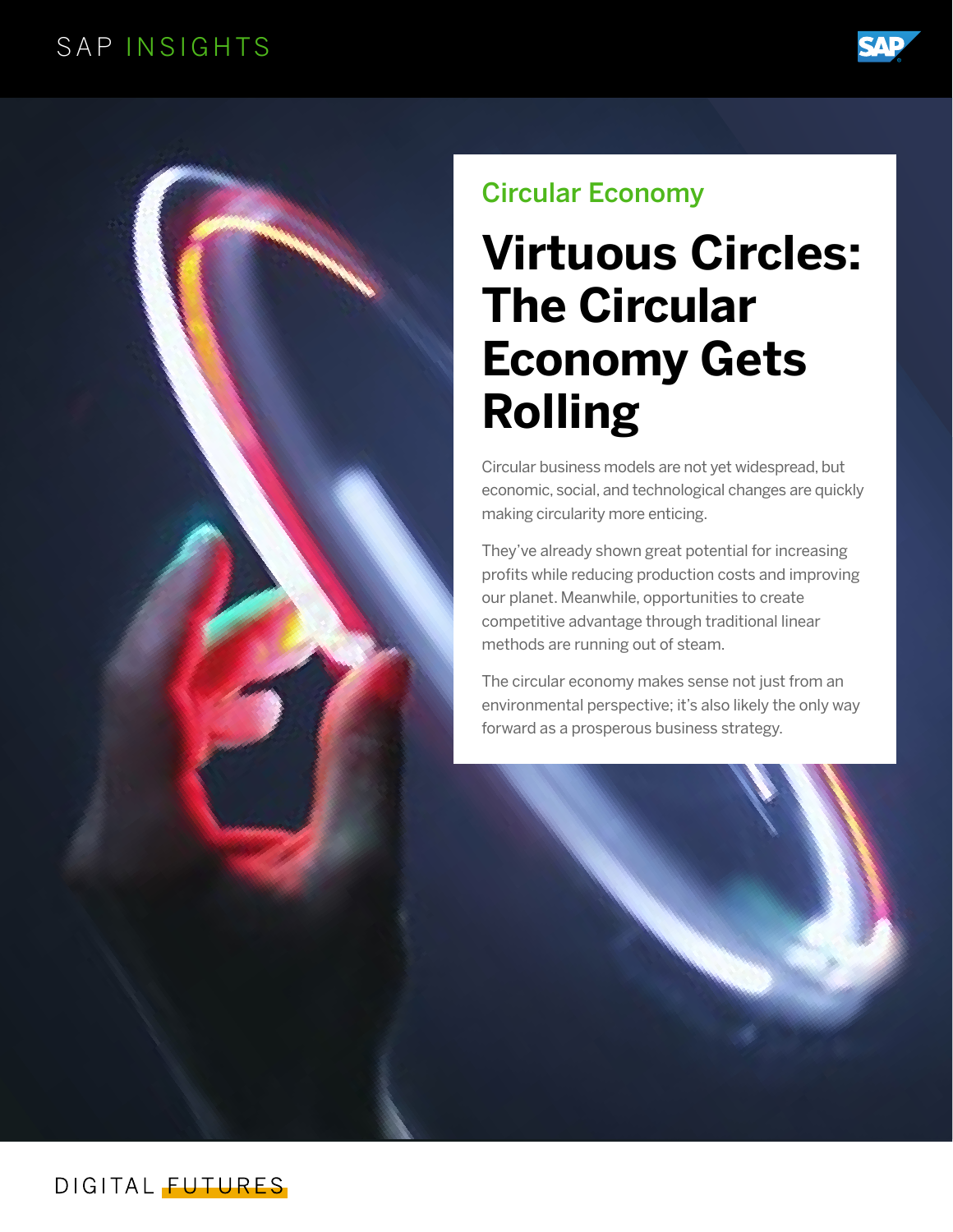SAP INSIGHTS

Circular Economy

# Virtuous Circles: The Circular Economy Gets Rolling

Circular business models are not yet widespread, but economic, social, and technological changes are quickly making circularity more enticing.

They've already shown great potential for increasing profits while reducing production costs and improving our planet. Meanwhile, opportunities to create competitive advantage through traditional linear methods are running out of steam.

The circular economy makes sense not just from an environmental perspective; it's also likely the only way forward as a prosperous business strategy.

DIGITAL FUTURES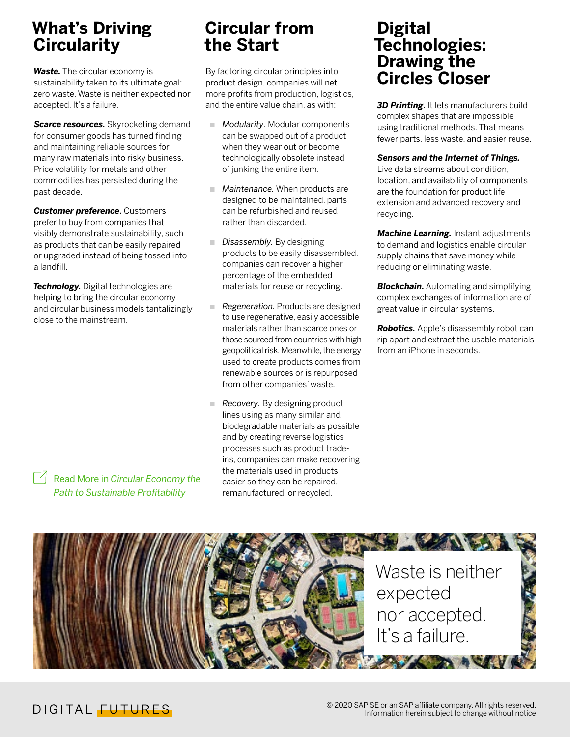## What's Driving Circularity

***Waste.*** The circular economy is sustainability taken to its ultimate goal: zero waste. Waste is neither expected nor accepted. It's a failure.

***Scarce resources.*** Skyrocketing demand for consumer goods has turned finding and maintaining reliable sources for many raw materials into risky business. Price volatility for metals and other commodities has persisted during the past decade.

***Customer preference*.** Customers prefer to buy from companies that visibly demonstrate sustainability, such as products that can be easily repaired or upgraded instead of being tossed into a landfill.

***Technology.*** Digital technologies are helping to bring the circular economy and circular business models tantalizingly close to the mainstream.

Read More in *Circular Economy the Path to Sustainable Profitability*

## Circular from the Start

By factoring circular principles into product design, companies will net more profits from production, logistics, and the entire value chain, as with:

- *Modularity*. Modular components can be swapped out of a product when they wear out or become technologically obsolete instead of junking the entire item.
- *Maintenance.* When products are designed to be maintained, parts can be refurbished and reused rather than discarded.
- *Disassembly.* By designing products to be easily disassembled, companies can recover a higher percentage of the embedded materials for reuse or recycling.
- *Regeneration.* Products are designed to use regenerative, easily accessible materials rather than scarce ones or those sourced from countries with high geopolitical risk. Meanwhile, the energy used to create products comes from renewable sources or is repurposed from other companies' waste.
- *Recovery*. By designing product lines using as many similar and biodegradable materials as possible and by creating reverse logistics processes such as product trade-ins, companies can make recovering the materials used in products easier so they can be repaired, remanufactured, or recycled.

## Digital Technologies: Drawing the Circles Closer

***3D Printing*.** It lets manufacturers build complex shapes that are impossible using traditional methods. That means fewer parts, less waste, and easier reuse.

***Sensors and the Internet of Things.*** Live data streams about condition, location, and availability of components are the foundation for product life extension and advanced recovery and recycling.

***Machine Learning.*** Instant adjustments to demand and logistics enable circular supply chains that save money while reducing or eliminating waste.

***Blockchain.*** Automating and simplifying complex exchanges of information are of great value in circular systems.

***Robotics.*** Apple's disassembly robot can rip apart and extract the usable materials from an iPhone in seconds.

Waste is neither expected nor accepted. It's a failure.

DIGITAL FUTURES

© 2020 SAP SE or an SAP affiliate company. All rights reserved.
Information herein subject to change without notice